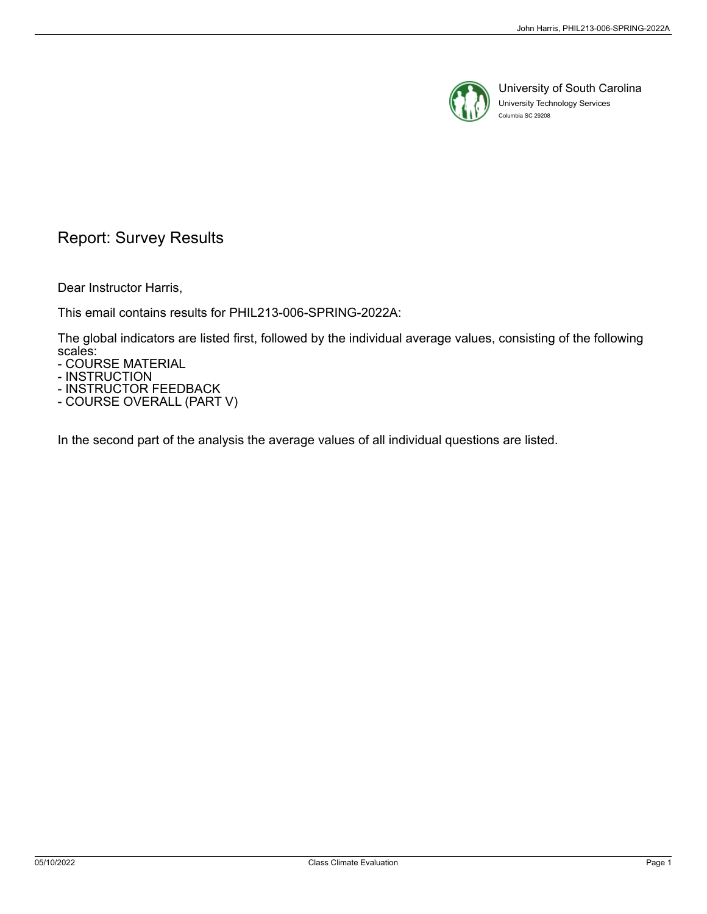University of South Carolina
University Technology Services
Columbia SC 29208

# Report: Survey Results

Dear Instructor Harris,

This email contains results for PHIL213-006-SPRING-2022A:

The global indicators are listed first, followed by the individual average values, consisting of the following scales:

- COURSE MATERIAL
- INSTRUCTION
- INSTRUCTOR FEEDBACK
- COURSE OVERALL (PART V)

In the second part of the analysis the average values of all individual questions are listed.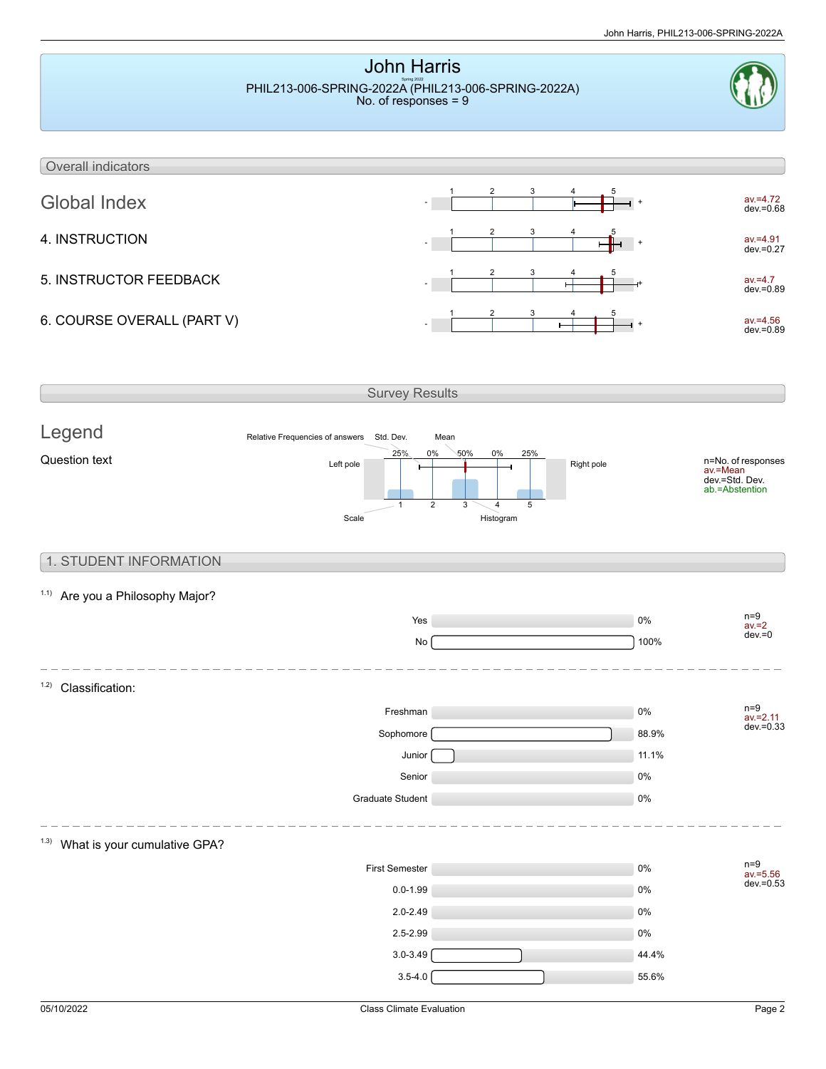# John Harris

Spring 2022

PHIL213-006-SPRING-2022A (PHIL213-006-SPRING-2022A)

No. of responses = 9

## Overall indicators

| Indicator | Scale | Values |
|---|---|---|
| Global Index | - 1 2 3 4 5 + | av.=4.72 dev.=0.68 |
| 4. INSTRUCTION | - 1 2 3 4 5 + | av.=4.91 dev.=0.27 |
| 5. INSTRUCTOR FEEDBACK | - 1 2 3 4 5 + | av.=4.7 dev.=0.89 |
| 6. COURSE OVERALL (PART V) | - 1 2 3 4 5 + | av.=4.56 dev.=0.89 |

## Survey Results

### Legend

Question text

Relative Frequencies of answers — Std. Dev. — Mean

25% 0% 50% 0% 25%

Left pole — 1 2 3 4 5 — Right pole

Scale — Histogram

n=No. of responses
av.=Mean
dev.=Std. Dev.
ab.=Abstention

## 1. STUDENT INFORMATION

1.1) Are you a Philosophy Major?

| Answer | % |
|---|---|
| Yes | 0% |
| No | 100% |

n=9
av.=2
dev.=0

1.2) Classification:

| Answer | % |
|---|---|
| Freshman | 0% |
| Sophomore | 88.9% |
| Junior | 11.1% |
| Senior | 0% |
| Graduate Student | 0% |

n=9
av.=2.11
dev.=0.33

1.3) What is your cumulative GPA?

| Answer | % |
|---|---|
| First Semester | 0% |
| 0.0-1.99 | 0% |
| 2.0-2.49 | 0% |
| 2.5-2.99 | 0% |
| 3.0-3.49 | 44.4% |
| 3.5-4.0 | 55.6% |

n=9
av.=5.56
dev.=0.53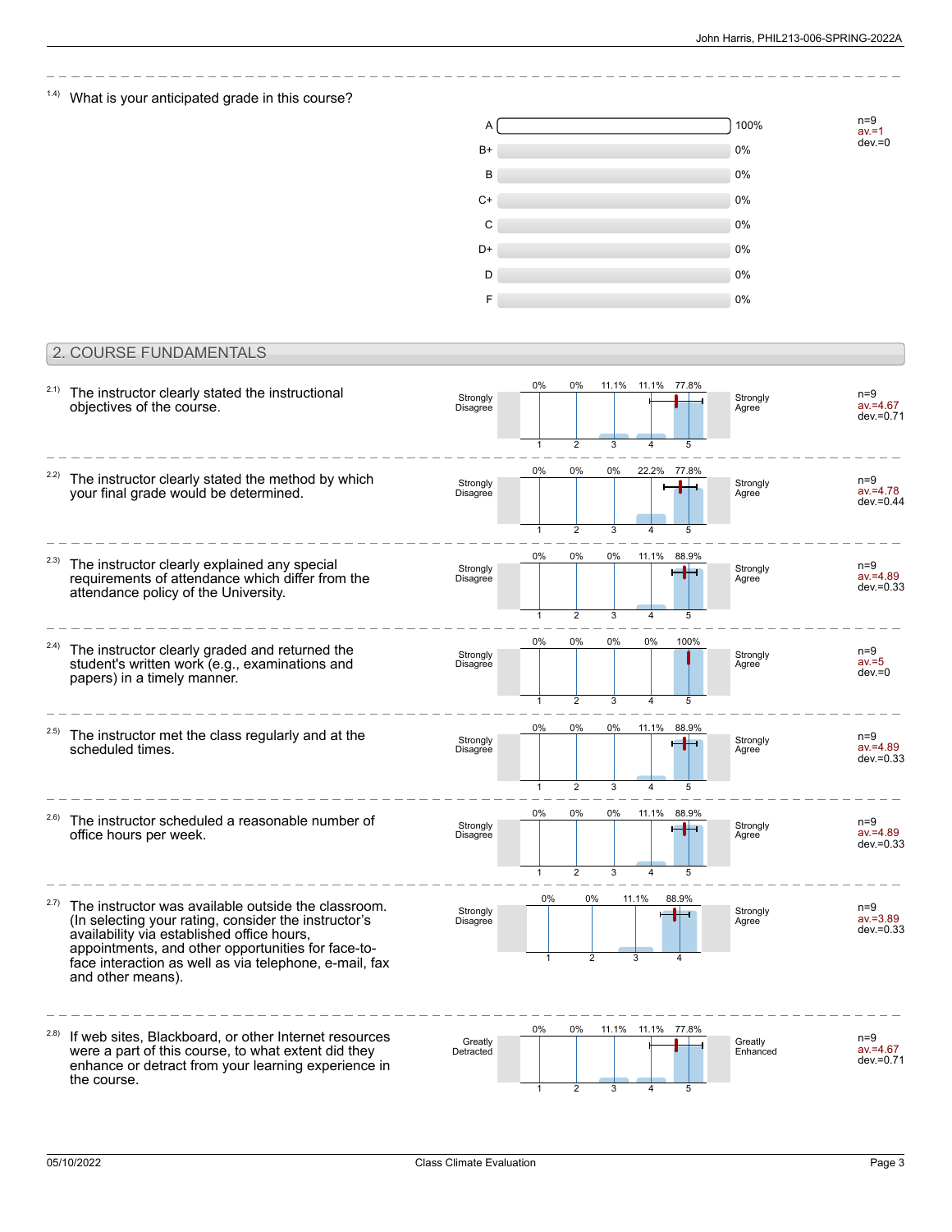1.4) What is your anticipated grade in this course?

| Grade | Percentage |
|---|---|
| A | 100% |
| B+ | 0% |
| B | 0% |
| C+ | 0% |
| C | 0% |
| D+ | 0% |
| D | 0% |
| F | 0% |

n=9
av.=1
dev.=0

## 2. COURSE FUNDAMENTALS

2.1) The instructor clearly stated the instructional objectives of the course.

| Strongly Disagree 1 | 2 | 3 | 4 | Strongly Agree 5 |
|---|---|---|---|---|
| 0% | 0% | 11.1% | 11.1% | 77.8% |

n=9
av.=4.67
dev.=0.71

2.2) The instructor clearly stated the method by which your final grade would be determined.

| Strongly Disagree 1 | 2 | 3 | 4 | Strongly Agree 5 |
|---|---|---|---|---|
| 0% | 0% | 0% | 22.2% | 77.8% |

n=9
av.=4.78
dev.=0.44

2.3) The instructor clearly explained any special requirements of attendance which differ from the attendance policy of the University.

| Strongly Disagree 1 | 2 | 3 | 4 | Strongly Agree 5 |
|---|---|---|---|---|
| 0% | 0% | 0% | 11.1% | 88.9% |

n=9
av.=4.89
dev.=0.33

2.4) The instructor clearly graded and returned the student's written work (e.g., examinations and papers) in a timely manner.

| Strongly Disagree 1 | 2 | 3 | 4 | Strongly Agree 5 |
|---|---|---|---|---|
| 0% | 0% | 0% | 0% | 100% |

n=9
av.=5
dev.=0

2.5) The instructor met the class regularly and at the scheduled times.

| Strongly Disagree 1 | 2 | 3 | 4 | Strongly Agree 5 |
|---|---|---|---|---|
| 0% | 0% | 0% | 11.1% | 88.9% |

n=9
av.=4.89
dev.=0.33

2.6) The instructor scheduled a reasonable number of office hours per week.

| Strongly Disagree 1 | 2 | 3 | 4 | Strongly Agree 5 |
|---|---|---|---|---|
| 0% | 0% | 0% | 11.1% | 88.9% |

n=9
av.=4.89
dev.=0.33

2.7) The instructor was available outside the classroom. (In selecting your rating, consider the instructor's availability via established office hours, appointments, and other opportunities for face-to-face interaction as well as via telephone, e-mail, fax and other means).

| Strongly Disagree 1 | 2 | 3 | Strongly Agree 4 |
|---|---|---|---|
| 0% | 0% | 11.1% | 88.9% |

n=9
av.=3.89
dev.=0.33

2.8) If web sites, Blackboard, or other Internet resources were a part of this course, to what extent did they enhance or detract from your learning experience in the course.

| Greatly Detracted 1 | 2 | 3 | 4 | Greatly Enhanced 5 |
|---|---|---|---|---|
| 0% | 0% | 11.1% | 11.1% | 77.8% |

n=9
av.=4.67
dev.=0.71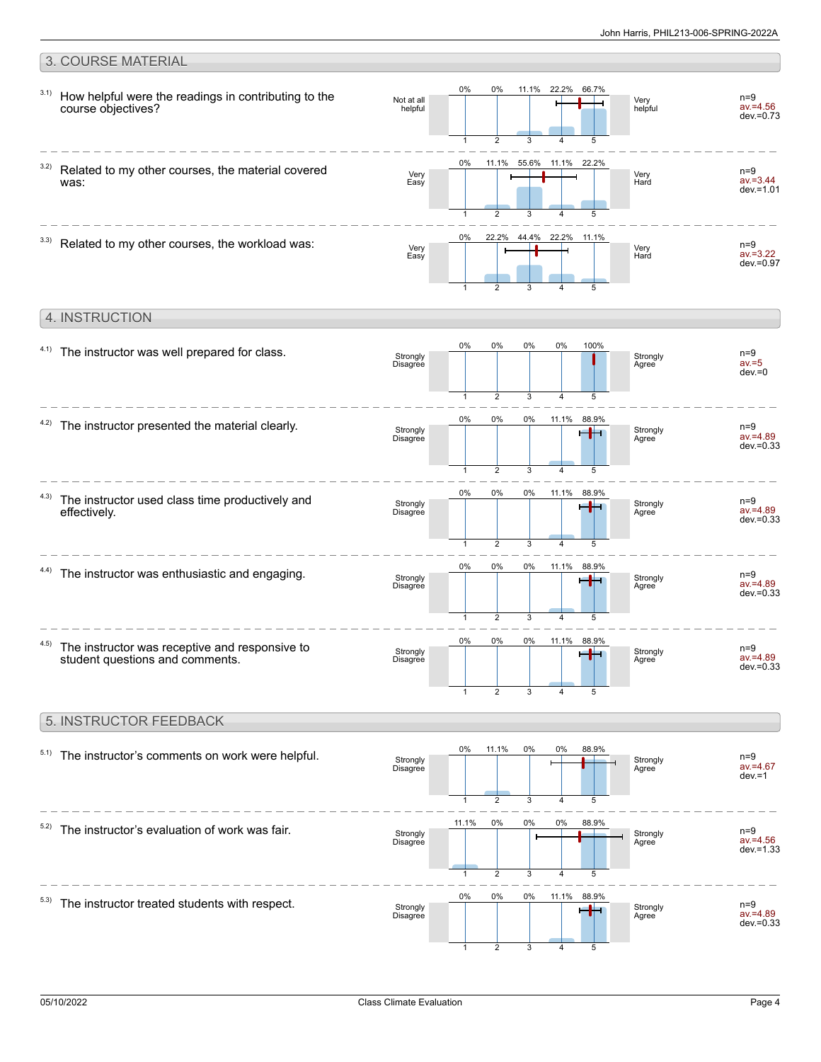## 3. COURSE MATERIAL

| Question | Left label | 1 | 2 | 3 | 4 | 5 | Right label | Stats |
|---|---|---|---|---|---|---|---|---|
| 3.1) How helpful were the readings in contributing to the course objectives? | Not at all helpful | 0% | 0% | 11.1% | 22.2% | 66.7% | Very helpful | n=9, av.=4.56, dev.=0.73 |
| 3.2) Related to my other courses, the material covered was: | Very Easy | 0% | 11.1% | 55.6% | 11.1% | 22.2% | Very Hard | n=9, av.=3.44, dev.=1.01 |
| 3.3) Related to my other courses, the workload was: | Very Easy | 0% | 22.2% | 44.4% | 22.2% | 11.1% | Very Hard | n=9, av.=3.22, dev.=0.97 |

## 4. INSTRUCTION

| Question | Left label | 1 | 2 | 3 | 4 | 5 | Right label | Stats |
|---|---|---|---|---|---|---|---|---|
| 4.1) The instructor was well prepared for class. | Strongly Disagree | 0% | 0% | 0% | 0% | 100% | Strongly Agree | n=9, av.=5, dev.=0 |
| 4.2) The instructor presented the material clearly. | Strongly Disagree | 0% | 0% | 0% | 11.1% | 88.9% | Strongly Agree | n=9, av.=4.89, dev.=0.33 |
| 4.3) The instructor used class time productively and effectively. | Strongly Disagree | 0% | 0% | 0% | 11.1% | 88.9% | Strongly Agree | n=9, av.=4.89, dev.=0.33 |
| 4.4) The instructor was enthusiastic and engaging. | Strongly Disagree | 0% | 0% | 0% | 11.1% | 88.9% | Strongly Agree | n=9, av.=4.89, dev.=0.33 |
| 4.5) The instructor was receptive and responsive to student questions and comments. | Strongly Disagree | 0% | 0% | 0% | 11.1% | 88.9% | Strongly Agree | n=9, av.=4.89, dev.=0.33 |

## 5. INSTRUCTOR FEEDBACK

| Question | Left label | 1 | 2 | 3 | 4 | 5 | Right label | Stats |
|---|---|---|---|---|---|---|---|---|
| 5.1) The instructor's comments on work were helpful. | Strongly Disagree | 0% | 11.1% | 0% | 0% | 88.9% | Strongly Agree | n=9, av.=4.67, dev.=1 |
| 5.2) The instructor's evaluation of work was fair. | Strongly Disagree | 11.1% | 0% | 0% | 0% | 88.9% | Strongly Agree | n=9, av.=4.56, dev.=1.33 |
| 5.3) The instructor treated students with respect. | Strongly Disagree | 0% | 0% | 0% | 11.1% | 88.9% | Strongly Agree | n=9, av.=4.89, dev.=0.33 |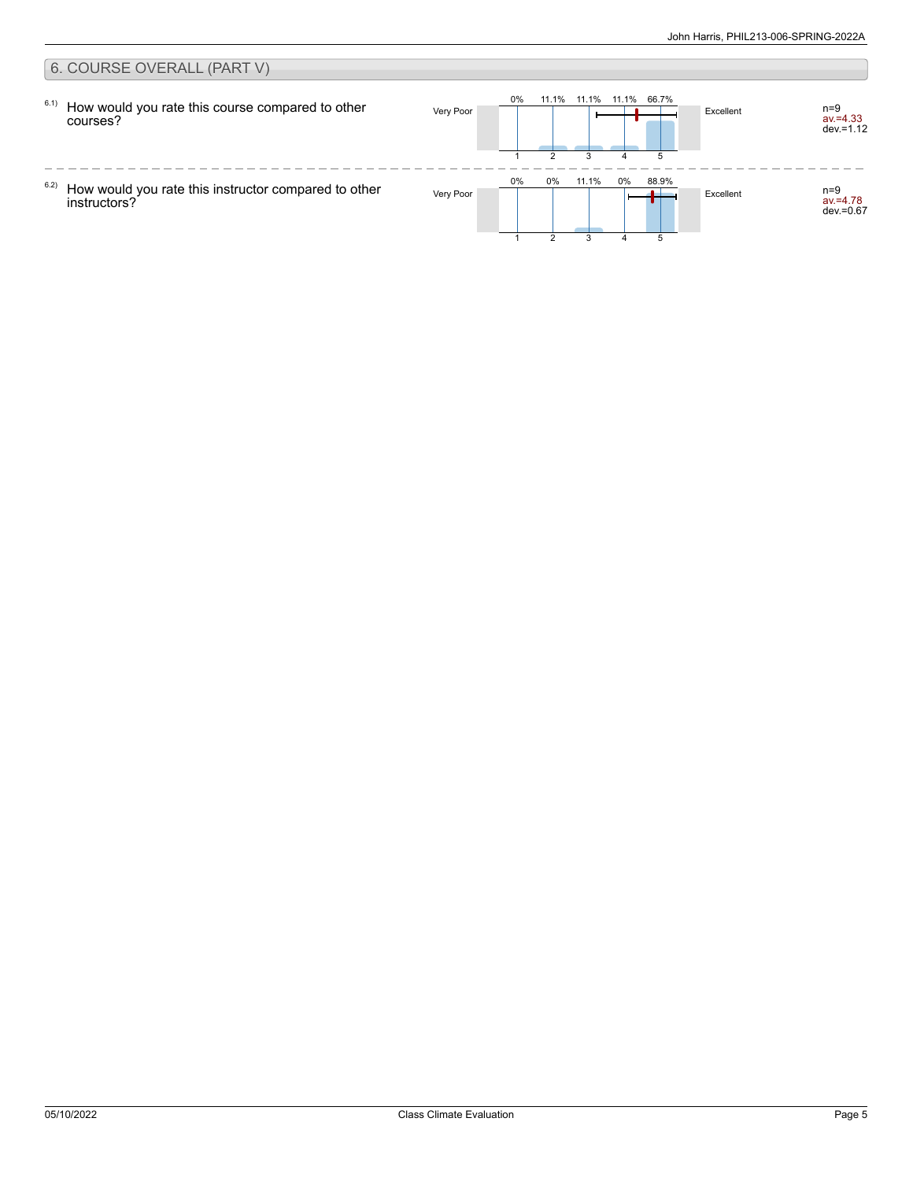## 6. COURSE OVERALL (PART V)

6.1) How would you rate this course compared to other courses?

| Very Poor | 1 | 2 | 3 | 4 | 5 | Excellent | |
|---|---|---|---|---|---|---|---|
| | 0% | 11.1% | 11.1% | 11.1% | 66.7% | | n=9<br>av.=4.33<br>dev.=1.12 |

6.2) How would you rate this instructor compared to other instructors?

| Very Poor | 1 | 2 | 3 | 4 | 5 | Excellent | |
|---|---|---|---|---|---|---|---|
| | 0% | 0% | 11.1% | 0% | 88.9% | | n=9<br>av.=4.78<br>dev.=0.67 |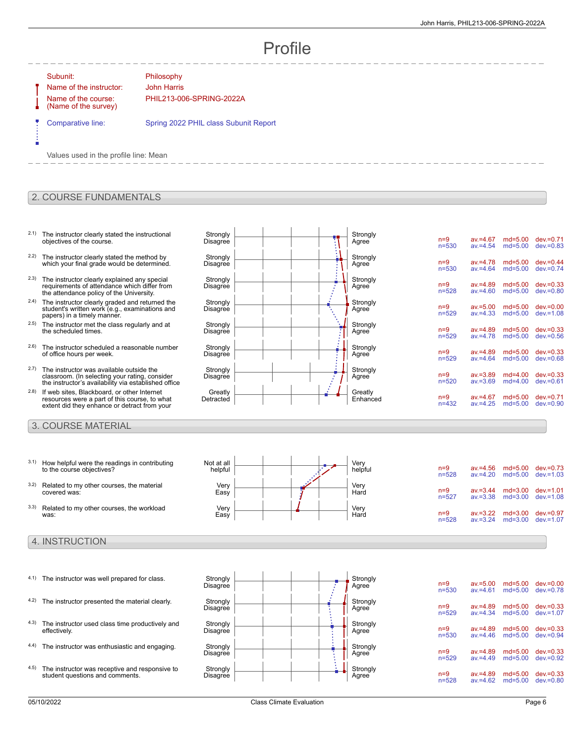# Profile

| | |
|---|---|
| Subunit: | Philosophy |
| Name of the instructor: | John Harris |
| Name of the course: (Name of the survey) | PHIL213-006-SPRING-2022A |
| Comparative line: | Spring 2022 PHIL class Subunit Report |

Values used in the profile line: Mean

## 2. COURSE FUNDAMENTALS

| Item | Question | Left pole | Right pole | n | av. | md | dev. |
|---|---|---|---|---|---|---|---|
| 2.1) | The instructor clearly stated the instructional objectives of the course. | Strongly Disagree | Strongly Agree | n=9 / n=530 | av.=4.67 / av.=4.54 | md=5.00 / md=5.00 | dev.=0.71 / dev.=0.83 |
| 2.2) | The instructor clearly stated the method by which your final grade would be determined. | Strongly Disagree | Strongly Agree | n=9 / n=530 | av.=4.78 / av.=4.64 | md=5.00 / md=5.00 | dev.=0.44 / dev.=0.74 |
| 2.3) | The instructor clearly explained any special requirements of attendance which differ from the attendance policy of the University. | Strongly Disagree | Strongly Agree | n=9 / n=528 | av.=4.89 / av.=4.60 | md=5.00 / md=5.00 | dev.=0.33 / dev.=0.80 |
| 2.4) | The instructor clearly graded and returned the student's written work (e.g., examinations and papers) in a timely manner. | Strongly Disagree | Strongly Agree | n=9 / n=529 | av.=5.00 / av.=4.33 | md=5.00 / md=5.00 | dev.=0.00 / dev.=1.08 |
| 2.5) | The instructor met the class regularly and at the scheduled times. | Strongly Disagree | Strongly Agree | n=9 / n=529 | av.=4.89 / av.=4.78 | md=5.00 / md=5.00 | dev.=0.33 / dev.=0.56 |
| 2.6) | The instructor scheduled a reasonable number of office hours per week. | Strongly Disagree | Strongly Agree | n=9 / n=529 | av.=4.89 / av.=4.64 | md=5.00 / md=5.00 | dev.=0.33 / dev.=0.68 |
| 2.7) | The instructor was available outside the classroom. (In selecting your rating, consider the instructor's availability via established office | Strongly Disagree | Strongly Agree | n=9 / n=520 | av.=3.89 / av.=3.69 | md=4.00 / md=4.00 | dev.=0.33 / dev.=0.61 |
| 2.8) | If web sites, Blackboard, or other Internet resources were a part of this course, to what extent did they enhance or detract from your | Greatly Detracted | Greatly Enhanced | n=9 / n=432 | av.=4.67 / av.=4.25 | md=5.00 / md=5.00 | dev.=0.71 / dev.=0.90 |

## 3. COURSE MATERIAL

| Item | Question | Left pole | Right pole | n | av. | md | dev. |
|---|---|---|---|---|---|---|---|
| 3.1) | How helpful were the readings in contributing to the course objectives? | Not at all helpful | Very helpful | n=9 / n=528 | av.=4.56 / av.=4.20 | md=5.00 / md=5.00 | dev.=0.73 / dev.=1.03 |
| 3.2) | Related to my other courses, the material covered was: | Very Easy | Very Hard | n=9 / n=527 | av.=3.44 / av.=3.38 | md=3.00 / md=3.00 | dev.=1.01 / dev.=1.08 |
| 3.3) | Related to my other courses, the workload was: | Very Easy | Very Hard | n=9 / n=528 | av.=3.22 / av.=3.24 | md=3.00 / md=3.00 | dev.=0.97 / dev.=1.07 |

## 4. INSTRUCTION

| Item | Question | Left pole | Right pole | n | av. | md | dev. |
|---|---|---|---|---|---|---|---|
| 4.1) | The instructor was well prepared for class. | Strongly Disagree | Strongly Agree | n=9 / n=530 | av.=5.00 / av.=4.61 | md=5.00 / md=5.00 | dev.=0.00 / dev.=0.78 |
| 4.2) | The instructor presented the material clearly. | Strongly Disagree | Strongly Agree | n=9 / n=529 | av.=4.89 / av.=4.34 | md=5.00 / md=5.00 | dev.=0.33 / dev.=1.07 |
| 4.3) | The instructor used class time productively and effectively. | Strongly Disagree | Strongly Agree | n=9 / n=530 | av.=4.89 / av.=4.46 | md=5.00 / md=5.00 | dev.=0.33 / dev.=0.94 |
| 4.4) | The instructor was enthusiastic and engaging. | Strongly Disagree | Strongly Agree | n=9 / n=529 | av.=4.89 / av.=4.49 | md=5.00 / md=5.00 | dev.=0.33 / dev.=0.92 |
| 4.5) | The instructor was receptive and responsive to student questions and comments. | Strongly Disagree | Strongly Agree | n=9 / n=528 | av.=4.89 / av.=4.62 | md=5.00 / md=5.00 | dev.=0.33 / dev.=0.80 |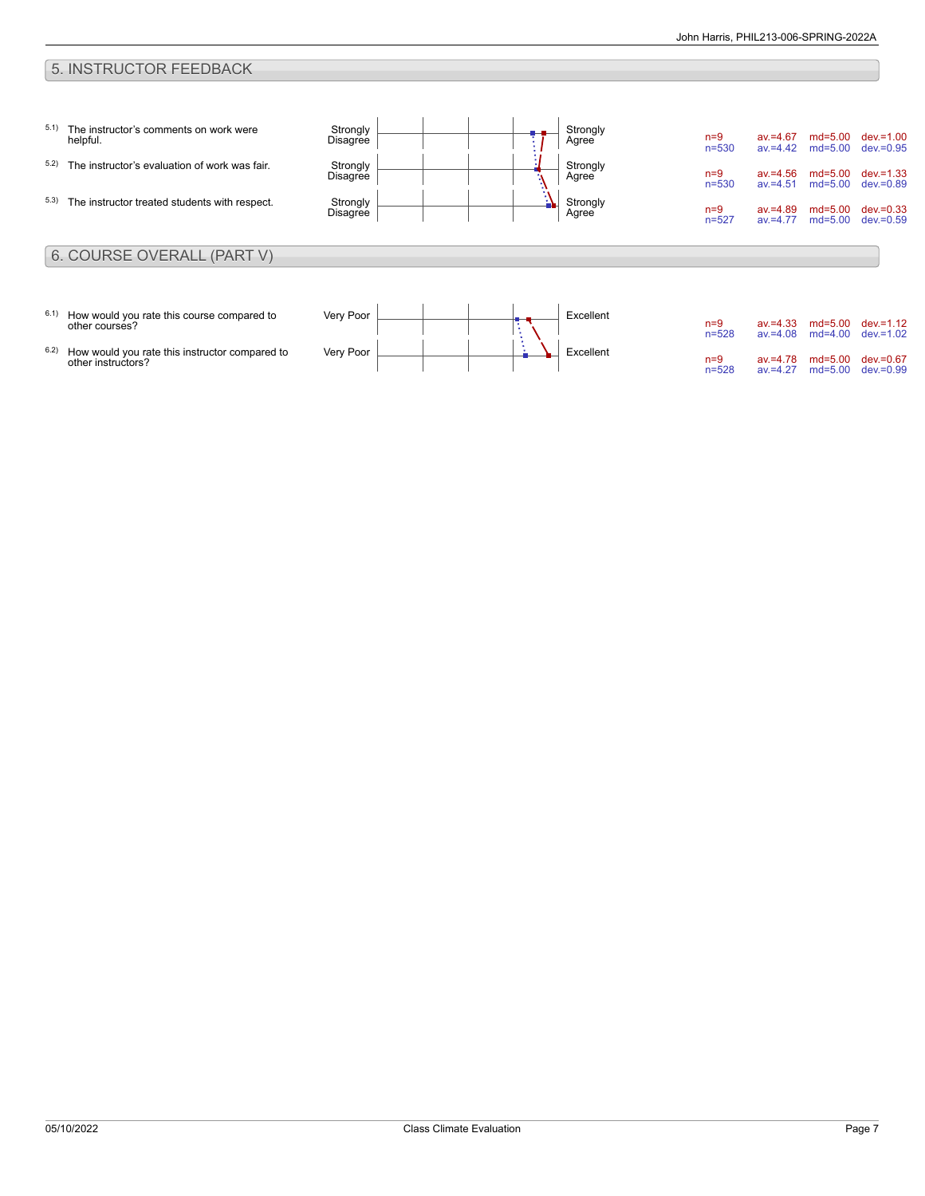## 5. INSTRUCTOR FEEDBACK

| Item | Question | Left pole | Right pole | n | av. | md | dev. |
|---|---|---|---|---|---|---|---|
| 5.1) | The instructor's comments on work were helpful. | Strongly Disagree | Strongly Agree | n=9 | av.=4.67 | md=5.00 | dev.=1.00 |
| | | | | n=530 | av.=4.42 | md=5.00 | dev.=0.95 |
| 5.2) | The instructor's evaluation of work was fair. | Strongly Disagree | Strongly Agree | n=9 | av.=4.56 | md=5.00 | dev.=1.33 |
| | | | | n=530 | av.=4.51 | md=5.00 | dev.=0.89 |
| 5.3) | The instructor treated students with respect. | Strongly Disagree | Strongly Agree | n=9 | av.=4.89 | md=5.00 | dev.=0.33 |
| | | | | n=527 | av.=4.77 | md=5.00 | dev.=0.59 |

## 6. COURSE OVERALL (PART V)

| Item | Question | Left pole | Right pole | n | av. | md | dev. |
|---|---|---|---|---|---|---|---|
| 6.1) | How would you rate this course compared to other courses? | Very Poor | Excellent | n=9 | av.=4.33 | md=5.00 | dev.=1.12 |
| | | | | n=528 | av.=4.08 | md=4.00 | dev.=1.02 |
| 6.2) | How would you rate this instructor compared to other instructors? | Very Poor | Excellent | n=9 | av.=4.78 | md=5.00 | dev.=0.67 |
| | | | | n=528 | av.=4.27 | md=5.00 | dev.=0.99 |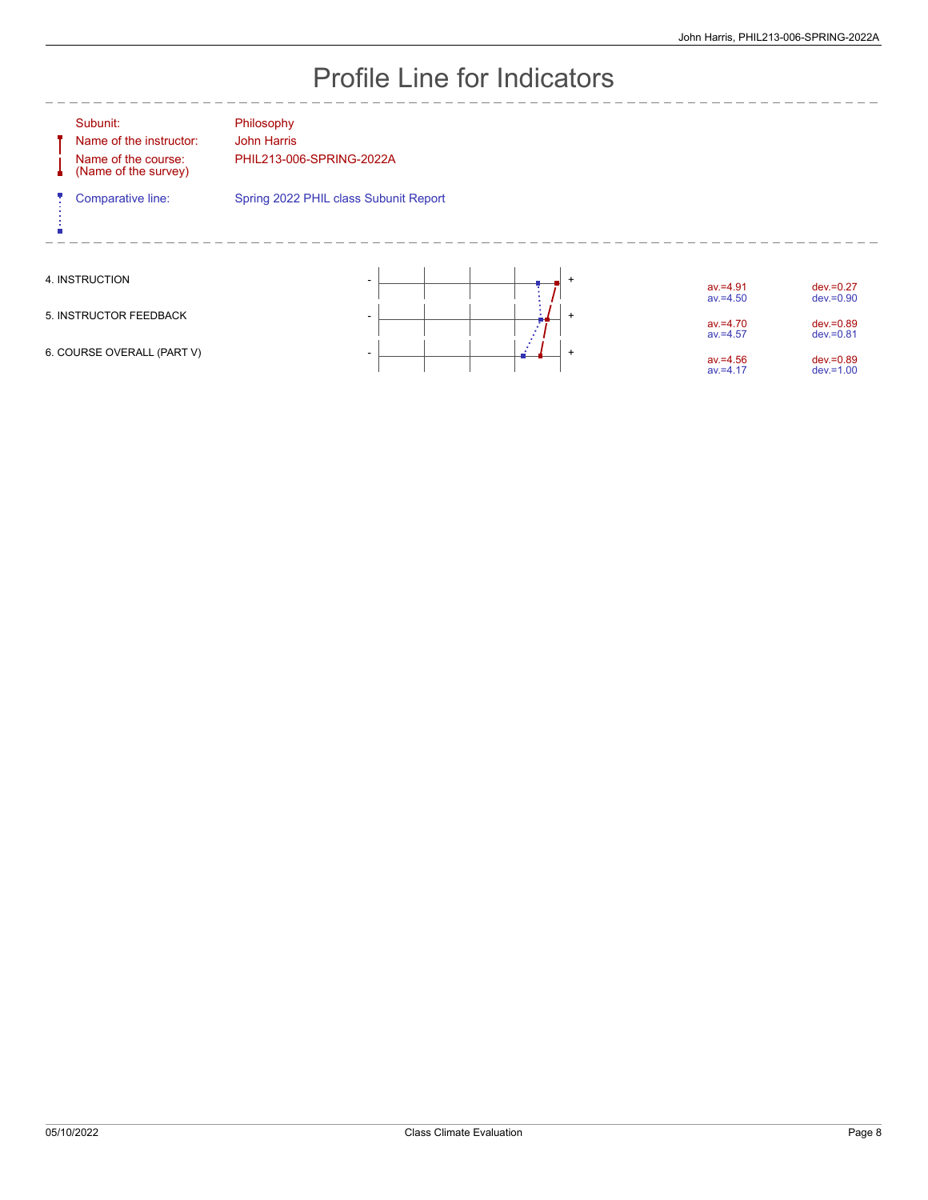# Profile Line for Indicators

| | |
|---|---|
| Subunit: | Philosophy |
| Name of the instructor: | John Harris |
| Name of the course: (Name of the survey) | PHIL213-006-SPRING-2022A |
| Comparative line: | Spring 2022 PHIL class Subunit Report |

| Indicator | | av. | dev. |
|---|---|---|---|
| 4. INSTRUCTION | Course | av.=4.91 | dev.=0.27 |
| | Comparative | av.=4.50 | dev.=0.90 |
| 5. INSTRUCTOR FEEDBACK | Course | av.=4.70 | dev.=0.89 |
| | Comparative | av.=4.57 | dev.=0.81 |
| 6. COURSE OVERALL (PART V) | Course | av.=4.56 | dev.=0.89 |
| | Comparative | av.=4.17 | dev.=1.00 |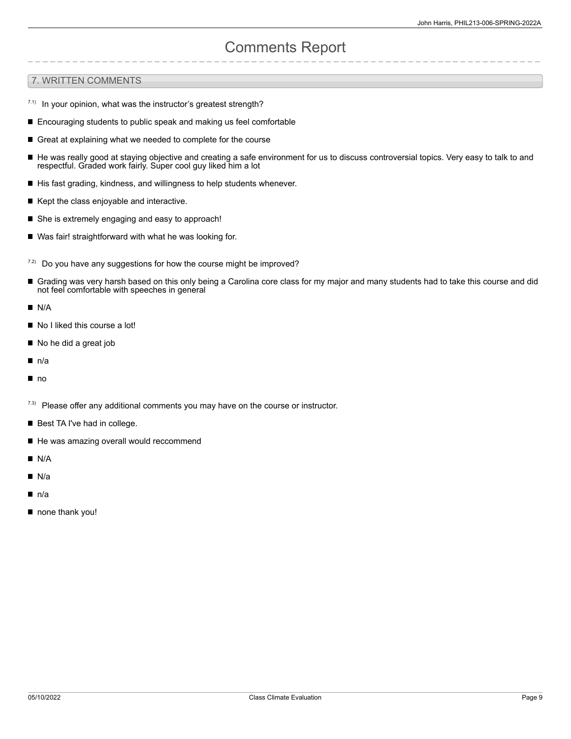# Comments Report

## 7. WRITTEN COMMENTS

7.1) In your opinion, what was the instructor's greatest strength?

- Encouraging students to public speak and making us feel comfortable
- Great at explaining what we needed to complete for the course
- He was really good at staying objective and creating a safe environment for us to discuss controversial topics. Very easy to talk to and respectful. Graded work fairly. Super cool guy liked him a lot
- His fast grading, kindness, and willingness to help students whenever.
- Kept the class enjoyable and interactive.
- She is extremely engaging and easy to approach!
- Was fair! straightforward with what he was looking for.

7.2) Do you have any suggestions for how the course might be improved?

- Grading was very harsh based on this only being a Carolina core class for my major and many students had to take this course and did not feel comfortable with speeches in general
- N/A
- No I liked this course a lot!
- No he did a great job
- n/a
- no

7.3) Please offer any additional comments you may have on the course or instructor.

- Best TA I've had in college.
- He was amazing overall would reccommend
- N/A
- N/a
- n/a
- none thank you!